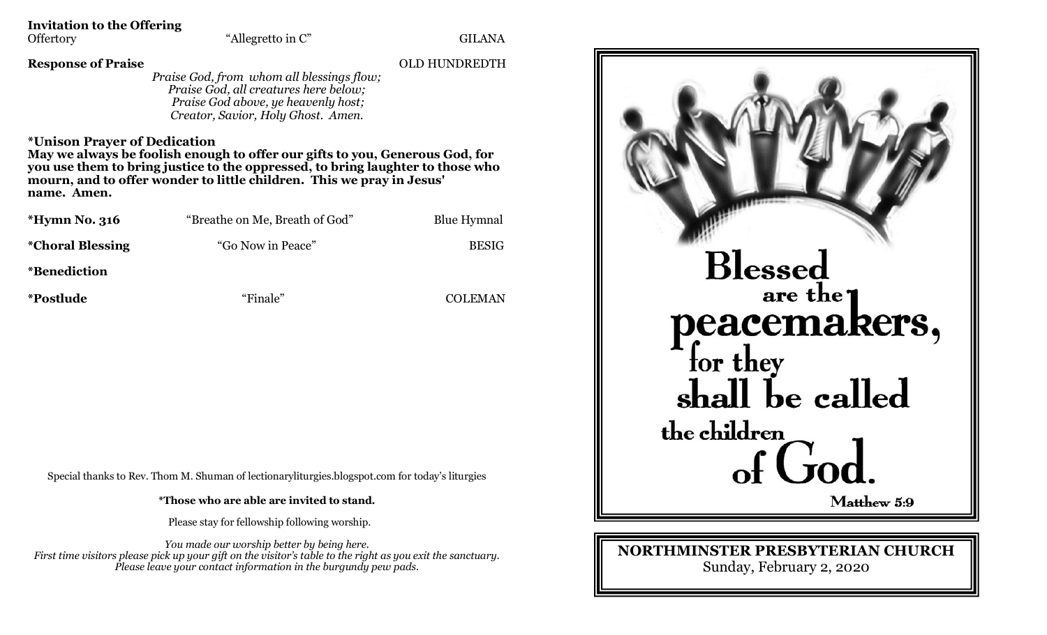**Invitation to the Offering**

Offertory — "Allegretto in C" — GILANA

**Response of Praise** — OLD HUNDREDTH

*Praise God, from whom all blessings flow;*
*Praise God, all creatures here below;*
*Praise God above, ye heavenly host;*
*Creator, Savior, Holy Ghost. Amen.*

**\*Unison Prayer of Dedication**

**May we always be foolish enough to offer our gifts to you, Generous God, for you use them to bring justice to the oppressed, to bring laughter to those who mourn, and to offer wonder to little children. This we pray in Jesus' name. Amen.**

**\*Hymn No. 316** — "Breathe on Me, Breath of God" — Blue Hymnal

**\*Choral Blessing** — "Go Now in Peace" — BESIG

**\*Benediction**

**\*Postlude** — "Finale" — COLEMAN

Special thanks to Rev. Thom M. Shuman of lectionaryliturgies.blogspot.com for today's liturgies

**\*Those who are able are invited to stand.**

Please stay for fellowship following worship.

*You made our worship better by being here.*
*First time visitors please pick up your gift on the visitor's table to the right as you exit the sanctuary.*
*Please leave your contact information in the burgundy pew pads.*

Blessed are the peacemakers, for they shall be called the children of God.

Matthew 5:9

**NORTHMINSTER PRESBYTERIAN CHURCH**

Sunday, February 2, 2020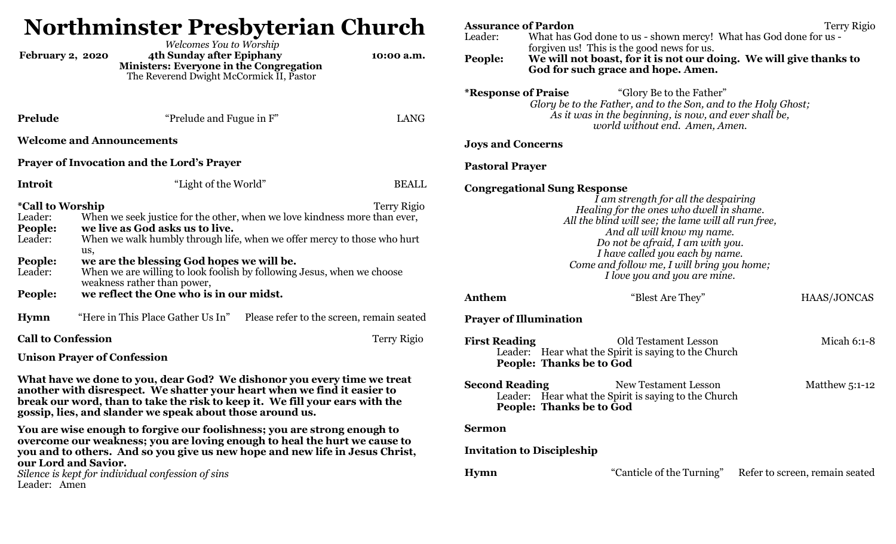# Northminster Presbyterian Church

*Welcomes You to Worship*

**February 2, 2020** — **4th Sunday after Epiphany** — **10:00 a.m.**

**Ministers: Everyone in the Congregation**

The Reverend Dwight McCormick II, Pastor

**Prelude** — "Prelude and Fugue in F" — LANG

**Welcome and Announcements**

**Prayer of Invocation and the Lord's Prayer**

**Introit** — "Light of the World" — BEALL

**\*Call to Worship** — Terry Rigio

Leader: When we seek justice for the other, when we love kindness more than ever,

**People: we live as God asks us to live.**

Leader: When we walk humbly through life, when we offer mercy to those who hurt us,

**People: we are the blessing God hopes we will be.**

Leader: When we are willing to look foolish by following Jesus, when we choose weakness rather than power,

**People: we reflect the One who is in our midst.**

**Hymn** — "Here in This Place Gather Us In" — Please refer to the screen, remain seated

**Call to Confession** — Terry Rigio

**Unison Prayer of Confession**

**What have we done to you, dear God? We dishonor you every time we treat another with disrespect. We shatter your heart when we find it easier to break our word, than to take the risk to keep it. We fill your ears with the gossip, lies, and slander we speak about those around us.**

**You are wise enough to forgive our foolishness; you are strong enough to overcome our weakness; you are loving enough to heal the hurt we cause to you and to others. And so you give us new hope and new life in Jesus Christ, our Lord and Savior.**

*Silence is kept for individual confession of sins*

Leader: Amen

**Assurance of Pardon** — Terry Rigio

Leader: What has God done to us - shown mercy! What has God done for us - forgiven us! This is the good news for us.

**People: We will not boast, for it is not our doing. We will give thanks to God for such grace and hope. Amen.**

**\*Response of Praise** — "Glory Be to the Father"

*Glory be to the Father, and to the Son, and to the Holy Ghost;*
*As it was in the beginning, is now, and ever shall be,*
*world without end. Amen, Amen.*

**Joys and Concerns**

**Pastoral Prayer**

**Congregational Sung Response**

*I am strength for all the despairing*
*Healing for the ones who dwell in shame.*
*All the blind will see; the lame will all run free,*
*And all will know my name.*
*Do not be afraid, I am with you.*
*I have called you each by name.*
*Come and follow me, I will bring you home;*
*I love you and you are mine.*

**Anthem** — "Blest Are They" — HAAS/JONCAS

**Prayer of Illumination**

**First Reading** — Old Testament Lesson — Micah 6:1-8

Leader: Hear what the Spirit is saying to the Church

**People: Thanks be to God**

**Second Reading** — New Testament Lesson — Matthew 5:1-12

Leader: Hear what the Spirit is saying to the Church

**People: Thanks be to God**

**Sermon**

**Invitation to Discipleship**

**Hymn** — "Canticle of the Turning" — Refer to screen, remain seated